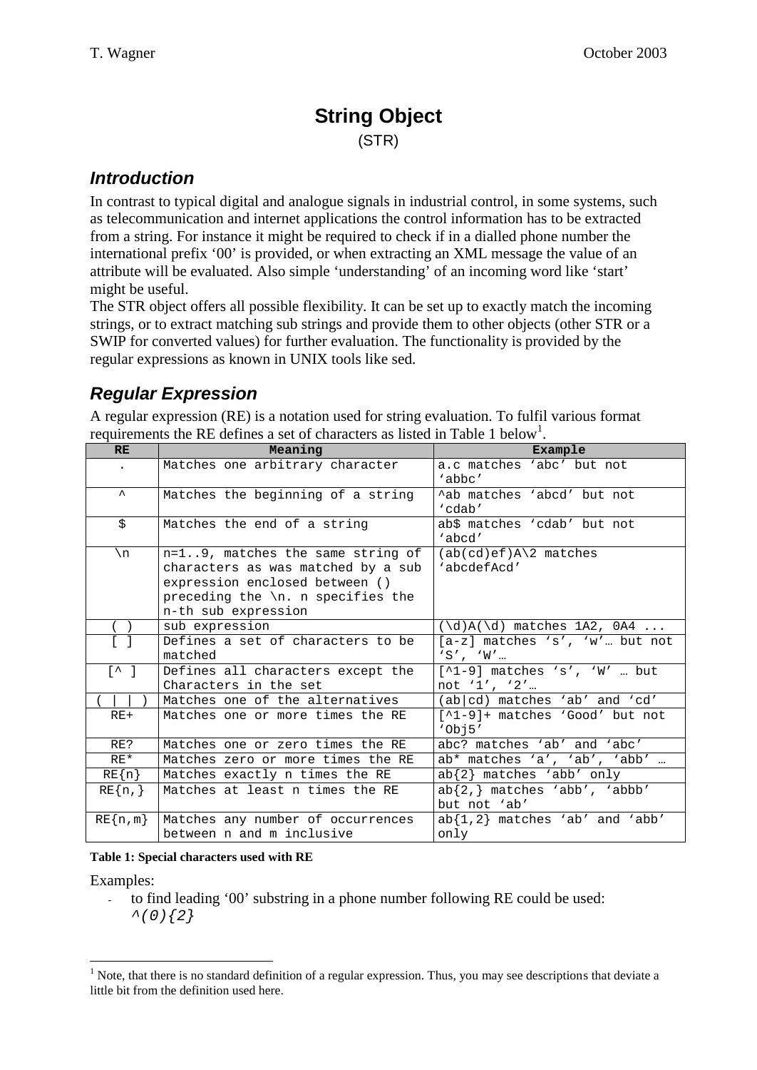# String Object

(STR)

## *Introduction*

In contrast to typical digital and analogue signals in industrial control, in some systems, such as telecommunication and internet applications the control information has to be extracted from a string. For instance it might be required to check if in a dialled phone number the international prefix '00' is provided, or when extracting an XML message the value of an attribute will be evaluated. Also simple 'understanding' of an incoming word like 'start' might be useful.

The STR object offers all possible flexibility. It can be set up to exactly match the incoming strings, or to extract matching sub strings and provide them to other objects (other STR or a SWIP for converted values) for further evaluation. The functionality is provided by the regular expressions as known in UNIX tools like sed.

## *Regular Expression*

A regular expression (RE) is a notation used for string evaluation. To fulfil various format requirements the RE defines a set of characters as listed in Table 1 below[1].

| RE | Meaning | Example |
|---|---|---|
| . | Matches one arbitrary character | a.c matches 'abc' but not 'abbc' |
| ^ | Matches the beginning of a string | ^ab matches 'abcd' but not 'cdab' |
| $ | Matches the end of a string | ab$ matches 'cdab' but not 'abcd' |
| \n | n=1..9, matches the same string of characters as was matched by a sub expression enclosed between () preceding the \n. n specifies the n-th sub expression | (ab(cd)ef)A\2 matches 'abcdefAcd' |
| ( ) | sub expression | (\d)A(\d) matches 1A2, 0A4 ... |
| [ ] | Defines a set of characters to be matched | [a-z] matches 's', 'w'… but not 'S', 'W'… |
| [^ ] | Defines all characters except the Characters in the set | [^1-9] matches 's', 'W' … but not '1', '2'… |
| ( \| \| ) | Matches one of the alternatives | (ab\|cd) matches 'ab' and 'cd' |
| RE+ | Matches one or more times the RE | [^1-9]+ matches 'Good' but not 'Obj5' |
| RE? | Matches one or zero times the RE | abc? matches 'ab' and 'abc' |
| RE* | Matches zero or more times the RE | ab* matches 'a', 'ab', 'abb' … |
| RE{n} | Matches exactly n times the RE | ab{2} matches 'abb' only |
| RE{n,} | Matches at least n times the RE | ab{2,} matches 'abb', 'abbb' but not 'ab' |
| RE{n,m} | Matches any number of occurrences between n and m inclusive | ab{1,2} matches 'ab' and 'abb' only |

**Table 1: Special characters used with RE**

Examples:

- to find leading '00' substring in a phone number following RE could be used:
  *^(0){2}*

[1] Note, that there is no standard definition of a regular expression. Thus, you may see descriptions that deviate a little bit from the definition used here.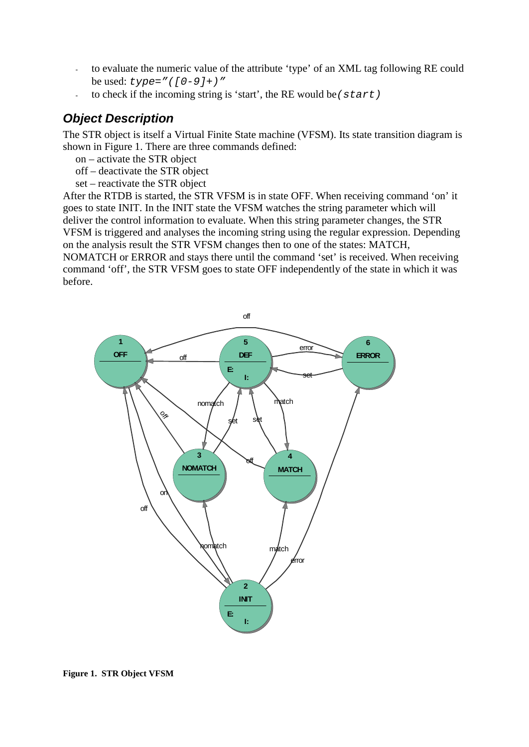- to evaluate the numeric value of the attribute 'type' of an XML tag following RE could be used: `type="([0-9]+)"`
- to check if the incoming string is 'start', the RE would be `(start)`

## *Object Description*

The STR object is itself a Virtual Finite State machine (VFSM). Its state transition diagram is shown in Figure 1. There are three commands defined:

on – activate the STR object
off – deactivate the STR object
set – reactivate the STR object

After the RTDB is started, the STR VFSM is in state OFF. When receiving command 'on' it goes to state INIT. In the INIT state the VFSM watches the string parameter which will deliver the control information to evaluate. When this string parameter changes, the STR VFSM is triggered and analyses the incoming string using the regular expression. Depending on the analysis result the STR VFSM changes then to one of the states: MATCH, NOMATCH or ERROR and stays there until the command 'set' is received. When receiving command 'off', the STR VFSM goes to state OFF independently of the state in which it was before.

**Figure 1. STR Object VFSM**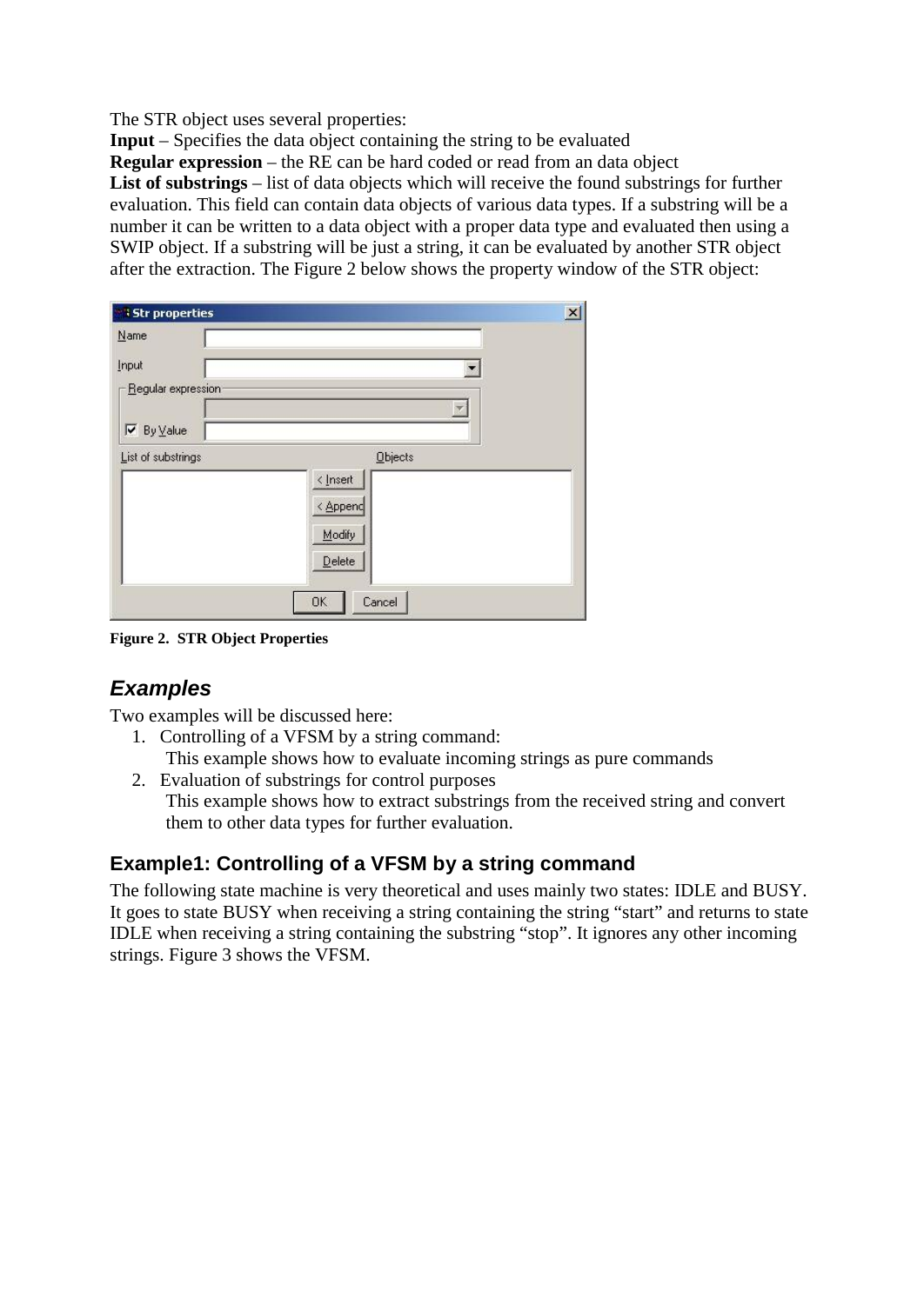The STR object uses several properties:

**Input** – Specifies the data object containing the string to be evaluated

**Regular expression** – the RE can be hard coded or read from an data object

**List of substrings** – list of data objects which will receive the found substrings for further evaluation. This field can contain data objects of various data types. If a substring will be a number it can be written to a data object with a proper data type and evaluated then using a SWIP object. If a substring will be just a string, it can be evaluated by another STR object after the extraction. The Figure 2 below shows the property window of the STR object:

**Figure 2. STR Object Properties**

## *Examples*

Two examples will be discussed here:

1. Controlling of a VFSM by a string command:
   This example shows how to evaluate incoming strings as pure commands
2. Evaluation of substrings for control purposes
   This example shows how to extract substrings from the received string and convert them to other data types for further evaluation.

### Example1: Controlling of a VFSM by a string command

The following state machine is very theoretical and uses mainly two states: IDLE and BUSY. It goes to state BUSY when receiving a string containing the string "start" and returns to state IDLE when receiving a string containing the substring "stop". It ignores any other incoming strings. Figure 3 shows the VFSM.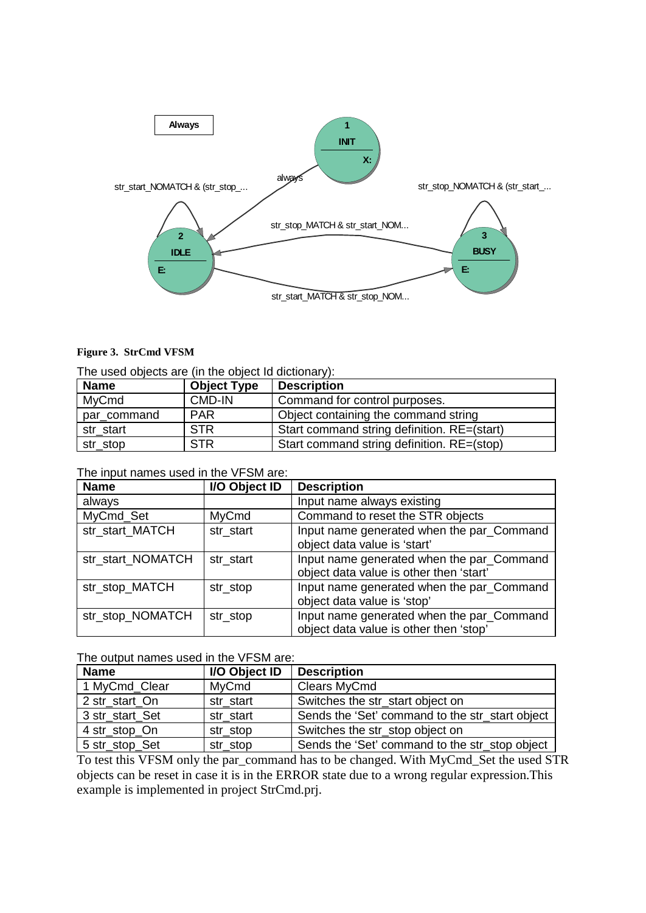Always

1 INIT X:

always

str_start_NOMATCH & (str_stop_...

str_stop_NOMATCH & (str_start_...

2 IDLE E:

3 BUSY E:

str_stop_MATCH & str_start_NOM...

str_start_MATCH & str_stop_NOM...

**Figure 3. StrCmd VFSM**

The used objects are (in the object Id dictionary):

| Name | Object Type | Description |
|---|---|---|
| MyCmd | CMD-IN | Command for control purposes. |
| par_command | PAR | Object containing the command string |
| str_start | STR | Start command string definition. RE=(start) |
| str_stop | STR | Start command string definition. RE=(stop) |

The input names used in the VFSM are:

| Name | I/O Object ID | Description |
|---|---|---|
| always | | Input name always existing |
| MyCmd_Set | MyCmd | Command to reset the STR objects |
| str_start_MATCH | str_start | Input name generated when the par_Command object data value is 'start' |
| str_start_NOMATCH | str_start | Input name generated when the par_Command object data value is other then 'start' |
| str_stop_MATCH | str_stop | Input name generated when the par_Command object data value is 'stop' |
| str_stop_NOMATCH | str_stop | Input name generated when the par_Command object data value is other then 'stop' |

The output names used in the VFSM are:

| Name | I/O Object ID | Description |
|---|---|---|
| 1 MyCmd_Clear | MyCmd | Clears MyCmd |
| 2 str_start_On | str_start | Switches the str_start object on |
| 3 str_start_Set | str_start | Sends the 'Set' command to the str_start object |
| 4 str_stop_On | str_stop | Switches the str_stop object on |
| 5 str_stop_Set | str_stop | Sends the 'Set' command to the str_stop object |

To test this VFSM only the par_command has to be changed. With MyCmd_Set the used STR objects can be reset in case it is in the ERROR state due to a wrong regular expression.This example is implemented in project StrCmd.prj.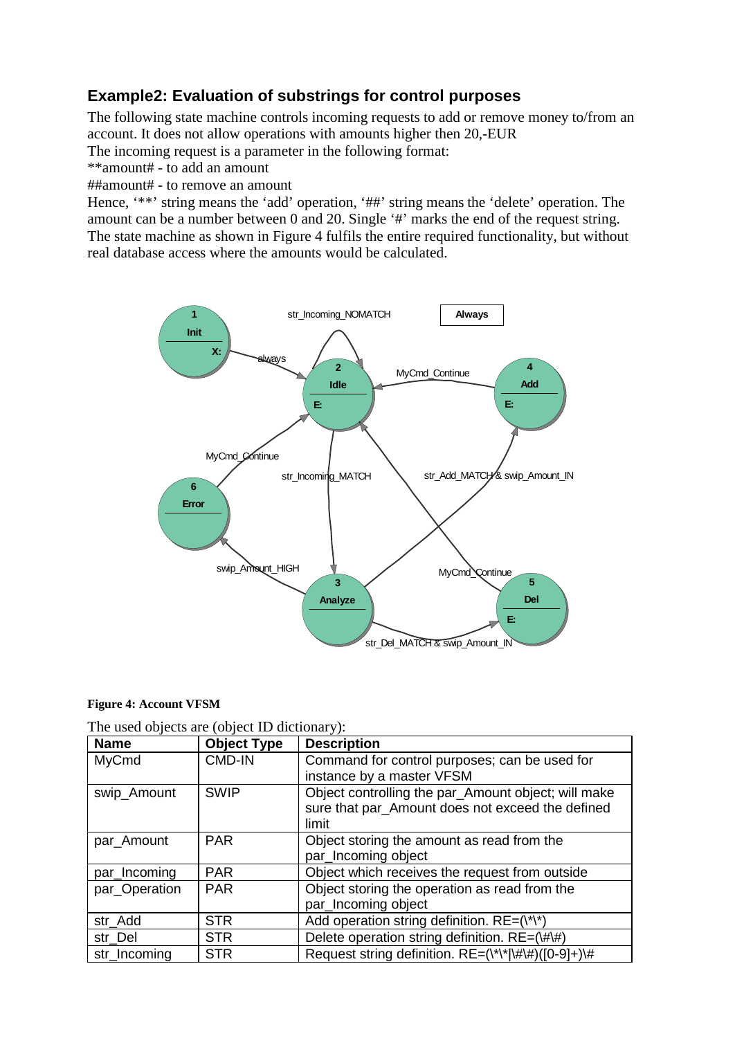### Example2: Evaluation of substrings for control purposes

The following state machine controls incoming requests to add or remove money to/from an account. It does not allow operations with amounts higher then 20,-EUR

The incoming request is a parameter in the following format:

**amount# - to add an amount

##amount# - to remove an amount

Hence, '**' string means the 'add' operation, '##' string means the 'delete' operation. The amount can be a number between 0 and 20. Single '#' marks the end of the request string. The state machine as shown in Figure 4 fulfils the entire required functionality, but without real database access where the amounts would be calculated.

**Figure 4: Account VFSM**

The used objects are (object ID dictionary):

| Name | Object Type | Description |
|---|---|---|
| MyCmd | CMD-IN | Command for control purposes; can be used for instance by a master VFSM |
| swip_Amount | SWIP | Object controlling the par_Amount object; will make sure that par_Amount does not exceed the defined limit |
| par_Amount | PAR | Object storing the amount as read from the par_Incoming object |
| par_Incoming | PAR | Object which receives the request from outside |
| par_Operation | PAR | Object storing the operation as read from the par_Incoming object |
| str_Add | STR | Add operation string definition. RE=(\*\*) |
| str_Del | STR | Delete operation string definition. RE=(\#\#) |
| str_Incoming | STR | Request string definition. RE=(\*\*\|\#\#)([0-9]+)\# |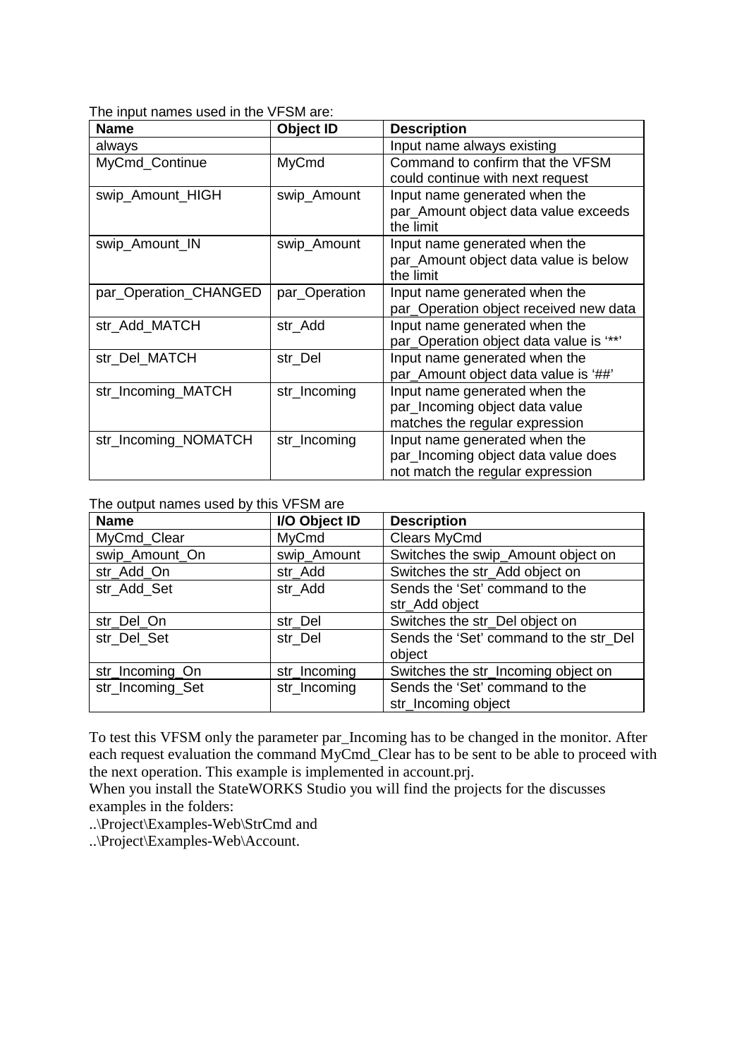The input names used in the VFSM are:

| Name | Object ID | Description |
|---|---|---|
| always | | Input name always existing |
| MyCmd_Continue | MyCmd | Command to confirm that the VFSM could continue with next request |
| swip_Amount_HIGH | swip_Amount | Input name generated when the par_Amount object data value exceeds the limit |
| swip_Amount_IN | swip_Amount | Input name generated when the par_Amount object data value is below the limit |
| par_Operation_CHANGED | par_Operation | Input name generated when the par_Operation object received new data |
| str_Add_MATCH | str_Add | Input name generated when the par_Operation object data value is '**' |
| str_Del_MATCH | str_Del | Input name generated when the par_Amount object data value is '##' |
| str_Incoming_MATCH | str_Incoming | Input name generated when the par_Incoming object data value matches the regular expression |
| str_Incoming_NOMATCH | str_Incoming | Input name generated when the par_Incoming object data value does not match the regular expression |

The output names used by this VFSM are

| Name | I/O Object ID | Description |
|---|---|---|
| MyCmd_Clear | MyCmd | Clears MyCmd |
| swip_Amount_On | swip_Amount | Switches the swip_Amount object on |
| str_Add_On | str_Add | Switches the str_Add object on |
| str_Add_Set | str_Add | Sends the 'Set' command to the str_Add object |
| str_Del_On | str_Del | Switches the str_Del object on |
| str_Del_Set | str_Del | Sends the 'Set' command to the str_Del object |
| str_Incoming_On | str_Incoming | Switches the str_Incoming object on |
| str_Incoming_Set | str_Incoming | Sends the 'Set' command to the str_Incoming object |

To test this VFSM only the parameter par_Incoming has to be changed in the monitor. After each request evaluation the command MyCmd_Clear has to be sent to be able to proceed with the next operation. This example is implemented in account.prj.

When you install the StateWORKS Studio you will find the projects for the discusses examples in the folders:

..\Project\Examples-Web\StrCmd and

..\Project\Examples-Web\Account.